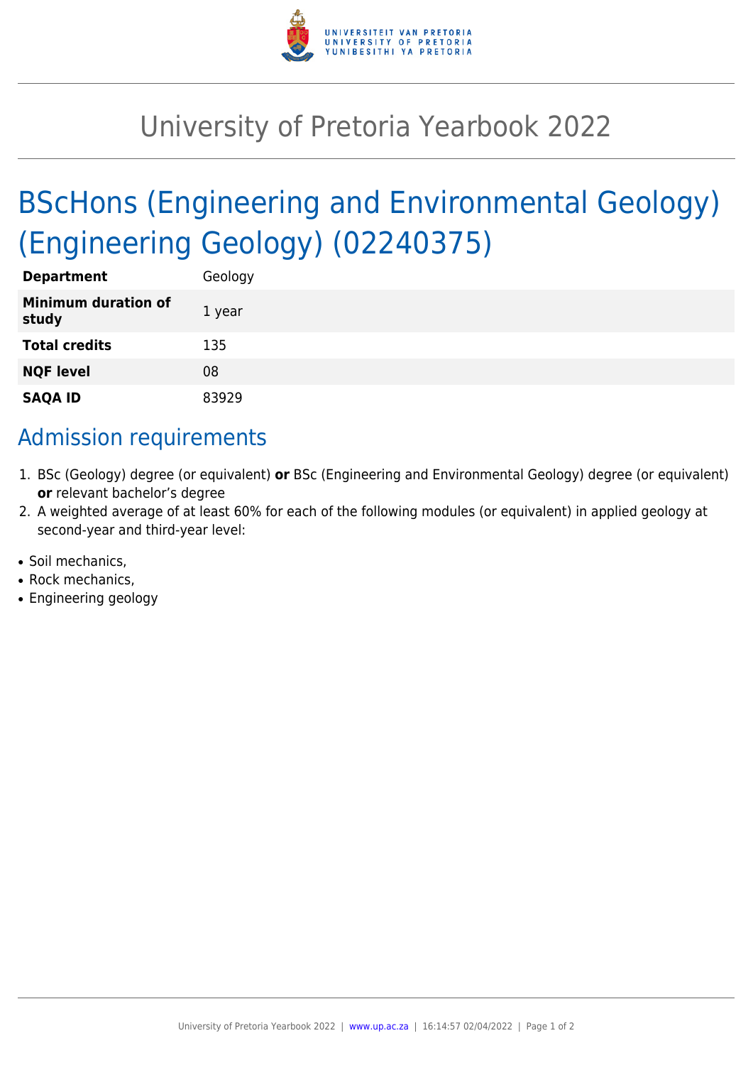# University of Pretoria Yearbook 2022

# BScHons (Engineering and Environmental Geology) (Engineering Geology) (02240375)

| | |
|---|---|
| **Department** | Geology |
| **Minimum duration of study** | 1 year |
| **Total credits** | 135 |
| **NQF level** | 08 |
| **SAQA ID** | 83929 |

## Admission requirements

1. BSc (Geology) degree (or equivalent) **or** BSc (Engineering and Environmental Geology) degree (or equivalent) **or** relevant bachelor's degree
2. A weighted average of at least 60% for each of the following modules (or equivalent) in applied geology at second-year and third-year level:

- Soil mechanics,
- Rock mechanics,
- Engineering geology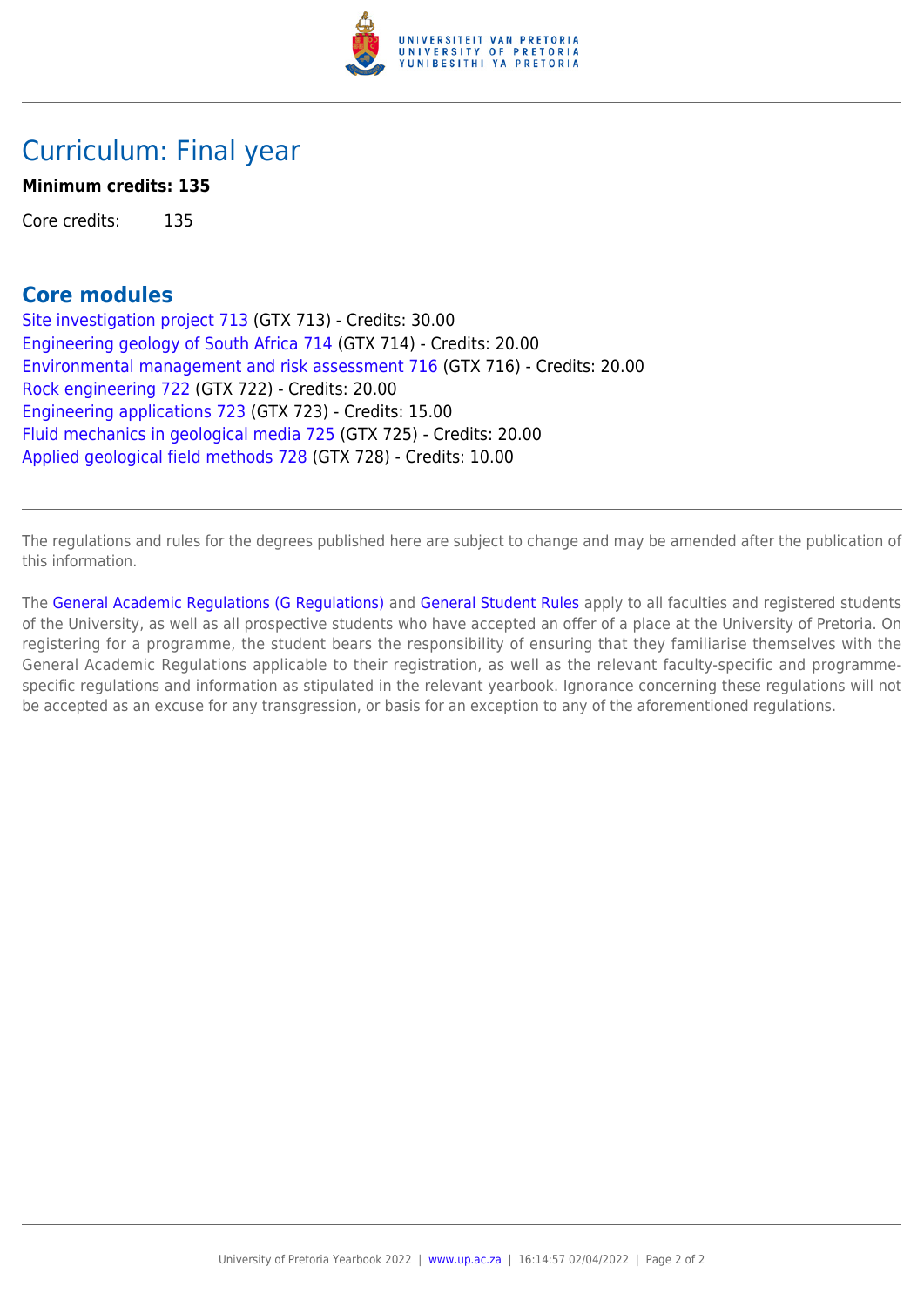# Curriculum: Final year

**Minimum credits: 135**

Core credits: 135

## Core modules

Site investigation project 713 (GTX 713) - Credits: 30.00
Engineering geology of South Africa 714 (GTX 714) - Credits: 20.00
Environmental management and risk assessment 716 (GTX 716) - Credits: 20.00
Rock engineering 722 (GTX 722) - Credits: 20.00
Engineering applications 723 (GTX 723) - Credits: 15.00
Fluid mechanics in geological media 725 (GTX 725) - Credits: 20.00
Applied geological field methods 728 (GTX 728) - Credits: 10.00

---

The regulations and rules for the degrees published here are subject to change and may be amended after the publication of this information.

The General Academic Regulations (G Regulations) and General Student Rules apply to all faculties and registered students of the University, as well as all prospective students who have accepted an offer of a place at the University of Pretoria. On registering for a programme, the student bears the responsibility of ensuring that they familiarise themselves with the General Academic Regulations applicable to their registration, as well as the relevant faculty-specific and programme-specific regulations and information as stipulated in the relevant yearbook. Ignorance concerning these regulations will not be accepted as an excuse for any transgression, or basis for an exception to any of the aforementioned regulations.